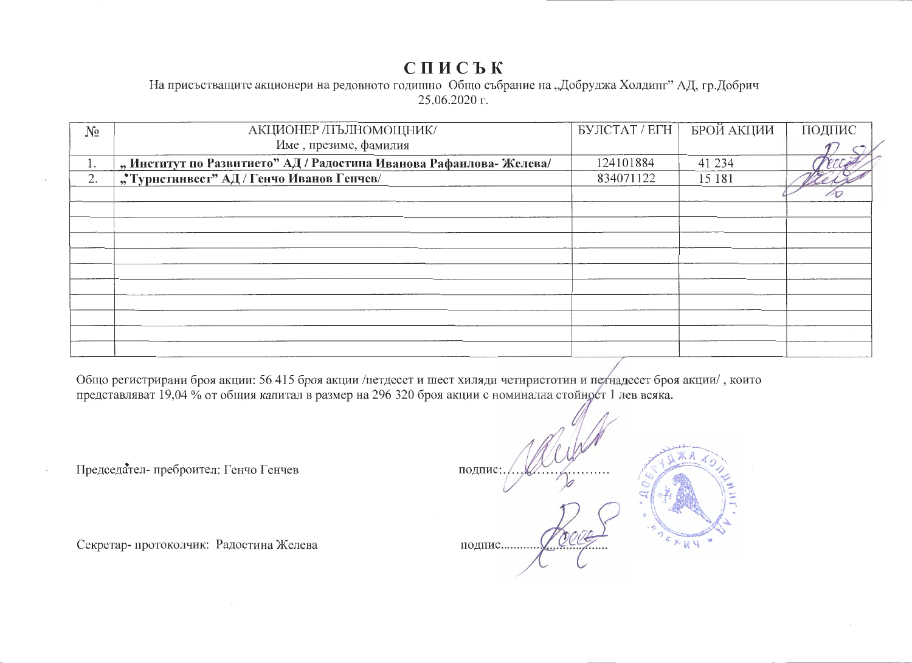# СПИСЪК

На присъстващите акционери на редовното годишно Общо събрание на „Добруджа Холдинг" АД, гр.Добрич
25.06.2020 г.

| № | АКЦИОНЕР /ПЪЛНОМОЩНИК/ Име , презиме, фамилия | БУЛСТАТ / ЕГН | БРОЙ АКЦИИ | ПОДПИС |
|---|---|---|---|---|
| 1. | **„ Институт по Развитието" АД / Радостина Иванова Рафаилова- Желева/** | 124101884 | 41 234 | |
| 2. | **„Туристинвест" АД / Генчо Иванов Генчев/** | 834071122 | 15 181 | |
| | | | | |
| | | | | |
| | | | | |
| | | | | |
| | | | | |
| | | | | |
| | | | | |
| | | | | |
| | | | | |
| | | | | |

Общо регистрирани броя акции: 56 415 броя акции /петдесет и шест хиляди четиристотин и петнадесет броя акции/ , които представляват 19,04 % от общия капитал в размер на 296 320 броя акции с номинална стойност 1 лев всяка.

Председател- преброител: Генчо Генчев подпис:.....................

Секретар- протоколчик: Радостина Желева подпис.....................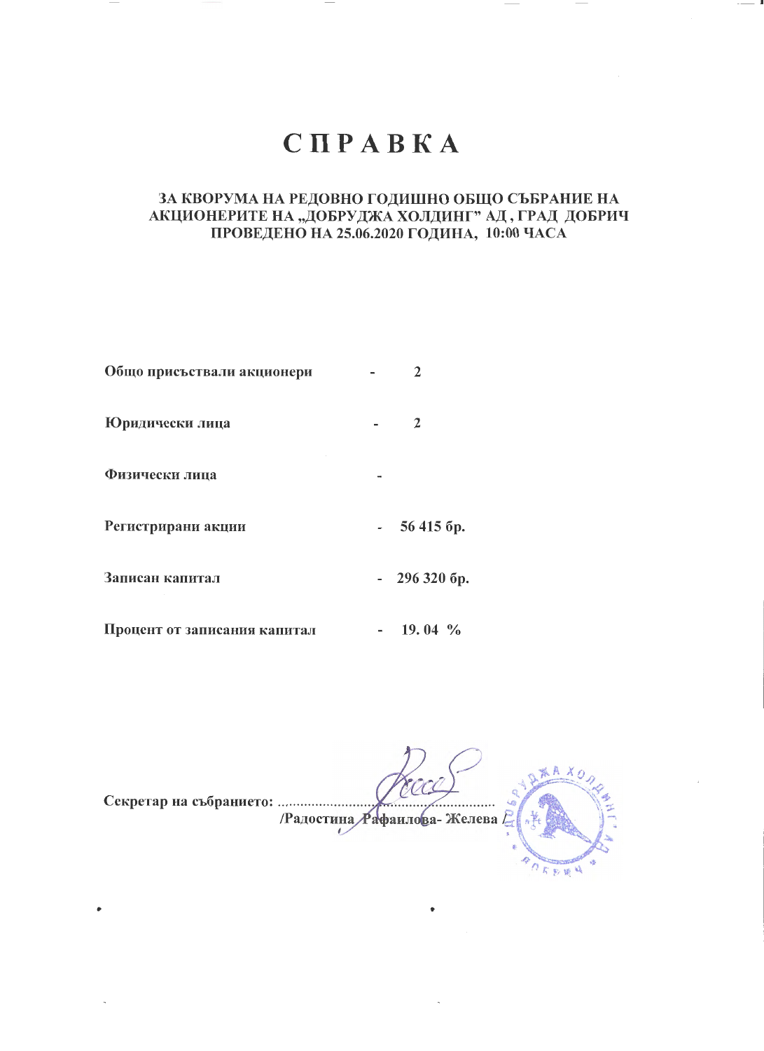# С П Р А В К А

**ЗА КВОРУМА НА РЕДОВНО ГОДИШНО ОБЩО СЪБРАНИЕ НА АКЦИОНЕРИТЕ НА „ДОБРУДЖА ХОЛДИНГ" АД , ГРАД ДОБРИЧ ПРОВЕДЕНО НА 25.06.2020 ГОДИНА, 10:00 ЧАСА**

| | | |
|---|---|---|
| **Общо присъствали акционери** | - | **2** |
| **Юридически лица** | - | **2** |
| **Физически лица** | - | |
| **Регистрирани акции** | - | **56 415 бр.** |
| **Записан капитал** | - | **296 320 бр.** |
| **Процент от записания капитал** | - | **19. 04 %** |

**Секретар на събранието:** ..........................................................

**/Радостина Рафаилова- Желева /**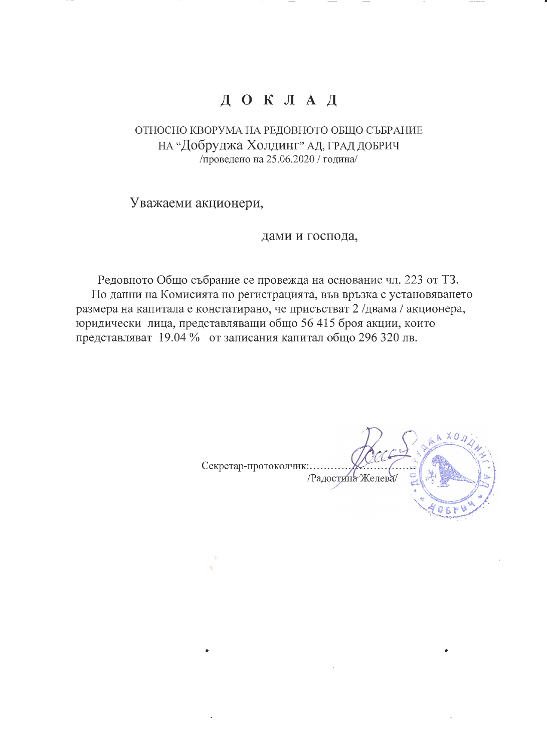# Д О К Л А Д

ОТНОСНО КВОРУМА НА РЕДОВНОТО ОБЩО СЪБРАНИЕ
НА "Добруджа Холдинг" АД, ГРАД ДОБРИЧ
/проведено на 25.06.2020 / година/

Уважаеми акционери,

дами и господа,

Редовното Общо събрание се провежда на основание чл. 223 от ТЗ.

По данни на Комисията по регистрацията, във връзка с установяването размера на капитала е констатирано, че присъстват 2 /двама / акционера, юридически лица, представляващи общо 56 415 броя акции, които представляват 19.04 % от записания капитал общо 296 320 лв.

Секретар-протоколчик:..............................
/Радостина Желева/